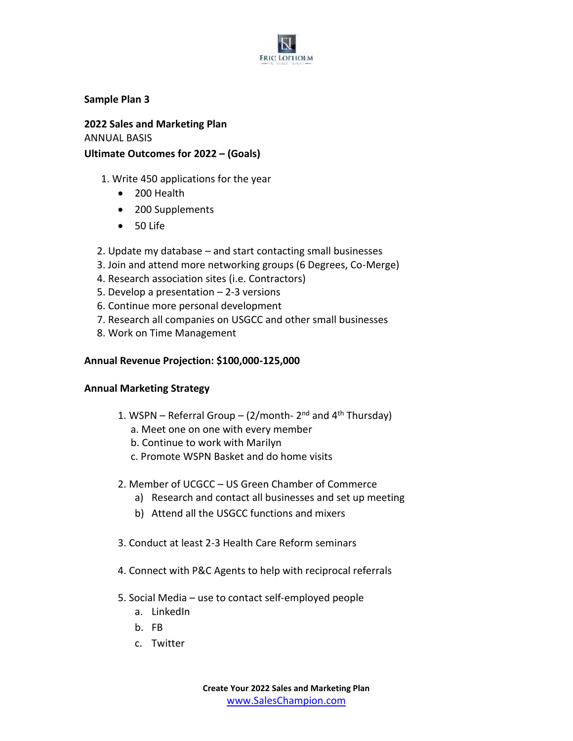**Sample Plan 3**

**2022 Sales and Marketing Plan**

ANNUAL BASIS

**Ultimate Outcomes for 2022 – (Goals)**

1. Write 450 applications for the year
   - 200 Health
   - 200 Supplements
   - 50 Life
2. Update my database – and start contacting small businesses
3. Join and attend more networking groups (6 Degrees, Co-Merge)
4. Research association sites (i.e. Contractors)
5. Develop a presentation – 2-3 versions
6. Continue more personal development
7. Research all companies on USGCC and other small businesses
8. Work on Time Management

**Annual Revenue Projection: $100,000-125,000**

**Annual Marketing Strategy**

1. WSPN – Referral Group – (2/month- 2nd and 4th Thursday)
   a. Meet one on one with every member
   b. Continue to work with Marilyn
   c. Promote WSPN Basket and do home visits
2. Member of UCGCC – US Green Chamber of Commerce
   a) Research and contact all businesses and set up meeting
   b) Attend all the USGCC functions and mixers
3. Conduct at least 2-3 Health Care Reform seminars
4. Connect with P&C Agents to help with reciprocal referrals
5. Social Media – use to contact self-employed people
   a. LinkedIn
   b. FB
   c. Twitter

**Create Your 2022 Sales and Marketing Plan**
www.SalesChampion.com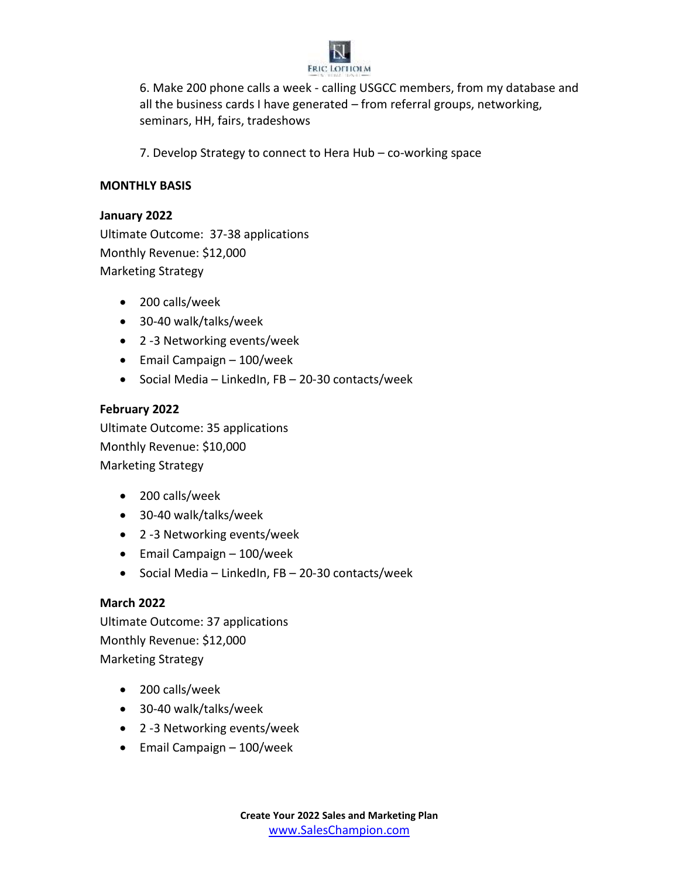6. Make 200 phone calls a week - calling USGCC members, from my database and all the business cards I have generated – from referral groups, networking, seminars, HH, fairs, tradeshows

7. Develop Strategy to connect to Hera Hub – co-working space

**MONTHLY BASIS**

**January 2022**

Ultimate Outcome: 37-38 applications
Monthly Revenue: $12,000
Marketing Strategy

- 200 calls/week
- 30-40 walk/talks/week
- 2 -3 Networking events/week
- Email Campaign – 100/week
- Social Media – LinkedIn, FB – 20-30 contacts/week

**February 2022**

Ultimate Outcome: 35 applications
Monthly Revenue: $10,000
Marketing Strategy

- 200 calls/week
- 30-40 walk/talks/week
- 2 -3 Networking events/week
- Email Campaign – 100/week
- Social Media – LinkedIn, FB – 20-30 contacts/week

**March 2022**

Ultimate Outcome: 37 applications
Monthly Revenue: $12,000
Marketing Strategy

- 200 calls/week
- 30-40 walk/talks/week
- 2 -3 Networking events/week
- Email Campaign – 100/week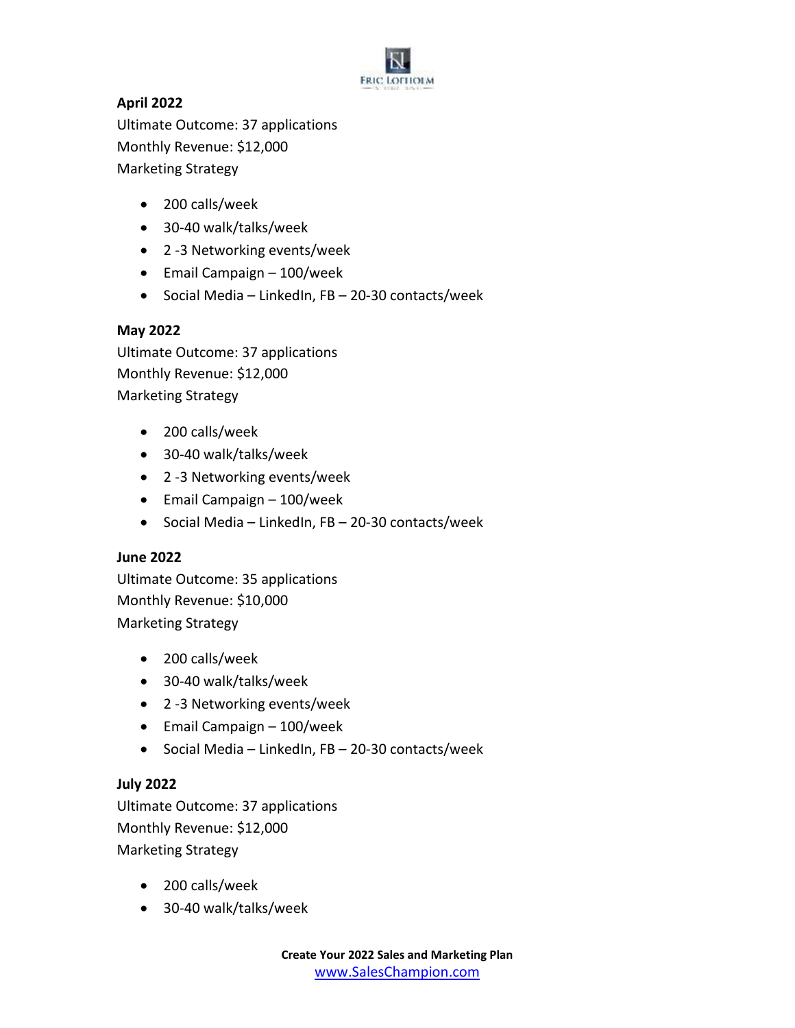**April 2022**

Ultimate Outcome: 37 applications

Monthly Revenue: $12,000

Marketing Strategy

- 200 calls/week
- 30-40 walk/talks/week
- 2 -3 Networking events/week
- Email Campaign – 100/week
- Social Media – LinkedIn, FB – 20-30 contacts/week

**May 2022**

Ultimate Outcome: 37 applications

Monthly Revenue: $12,000

Marketing Strategy

- 200 calls/week
- 30-40 walk/talks/week
- 2 -3 Networking events/week
- Email Campaign – 100/week
- Social Media – LinkedIn, FB – 20-30 contacts/week

**June 2022**

Ultimate Outcome: 35 applications

Monthly Revenue: $10,000

Marketing Strategy

- 200 calls/week
- 30-40 walk/talks/week
- 2 -3 Networking events/week
- Email Campaign – 100/week
- Social Media – LinkedIn, FB – 20-30 contacts/week

**July 2022**

Ultimate Outcome: 37 applications

Monthly Revenue: $12,000

Marketing Strategy

- 200 calls/week
- 30-40 walk/talks/week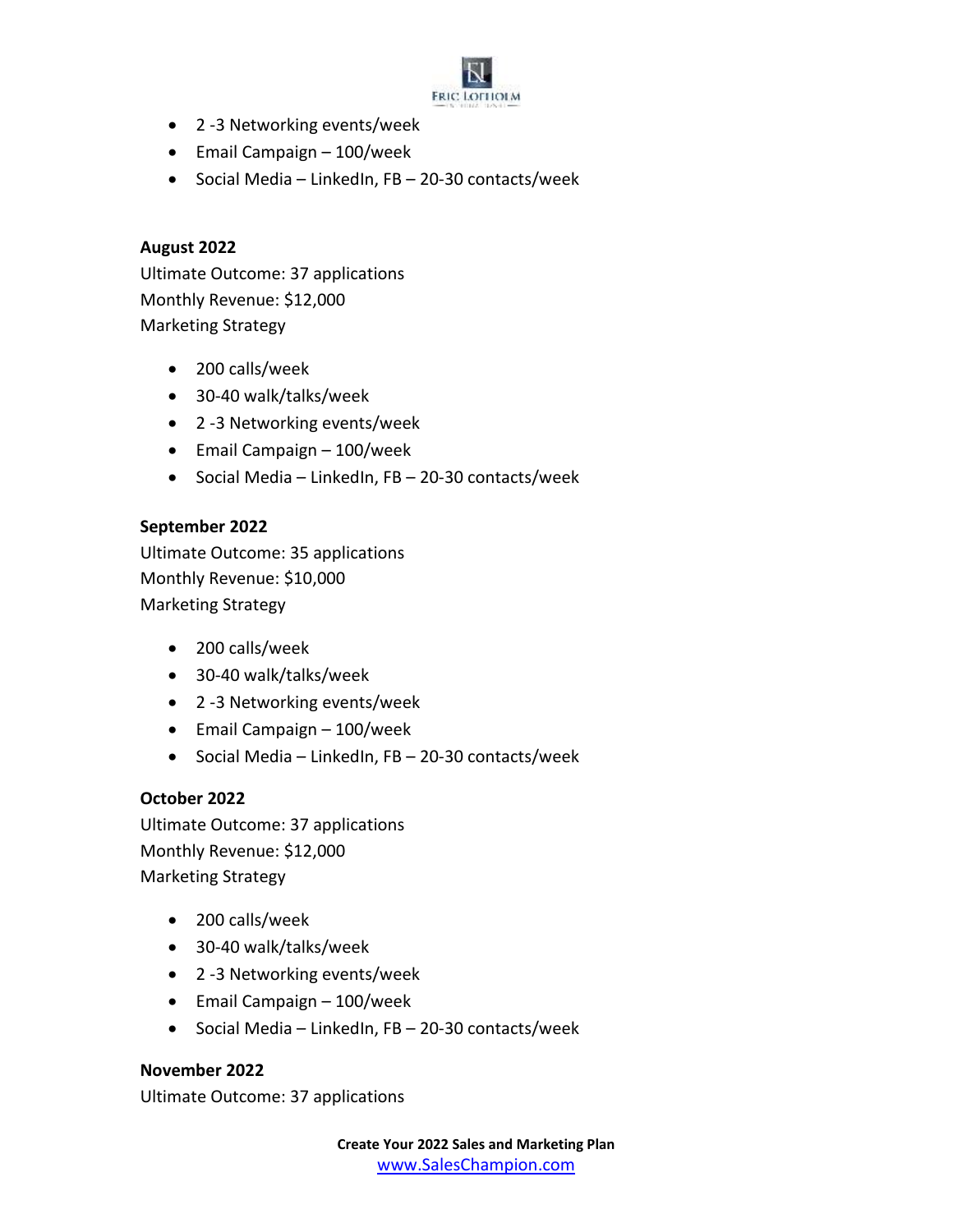- 2 -3 Networking events/week
- Email Campaign – 100/week
- Social Media – LinkedIn, FB – 20-30 contacts/week

**August 2022**

Ultimate Outcome: 37 applications
Monthly Revenue: $12,000
Marketing Strategy

- 200 calls/week
- 30-40 walk/talks/week
- 2 -3 Networking events/week
- Email Campaign – 100/week
- Social Media – LinkedIn, FB – 20-30 contacts/week

**September 2022**

Ultimate Outcome: 35 applications
Monthly Revenue: $10,000
Marketing Strategy

- 200 calls/week
- 30-40 walk/talks/week
- 2 -3 Networking events/week
- Email Campaign – 100/week
- Social Media – LinkedIn, FB – 20-30 contacts/week

**October 2022**

Ultimate Outcome: 37 applications
Monthly Revenue: $12,000
Marketing Strategy

- 200 calls/week
- 30-40 walk/talks/week
- 2 -3 Networking events/week
- Email Campaign – 100/week
- Social Media – LinkedIn, FB – 20-30 contacts/week

**November 2022**

Ultimate Outcome: 37 applications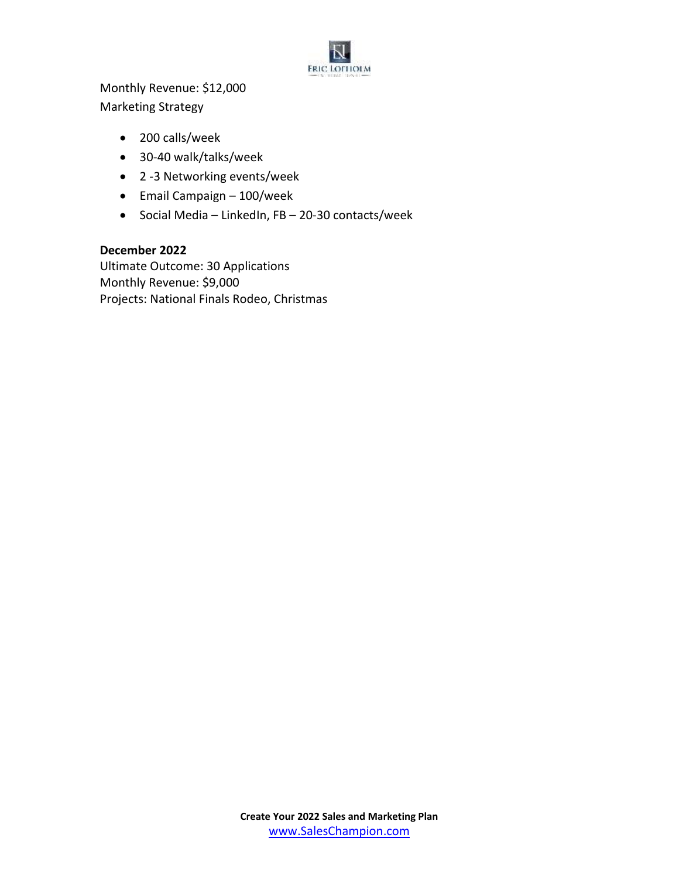Monthly Revenue: $12,000
Marketing Strategy

- 200 calls/week
- 30-40 walk/talks/week
- 2 -3 Networking events/week
- Email Campaign – 100/week
- Social Media – LinkedIn, FB – 20-30 contacts/week

**December 2022**
Ultimate Outcome: 30 Applications
Monthly Revenue: $9,000
Projects: National Finals Rodeo, Christmas